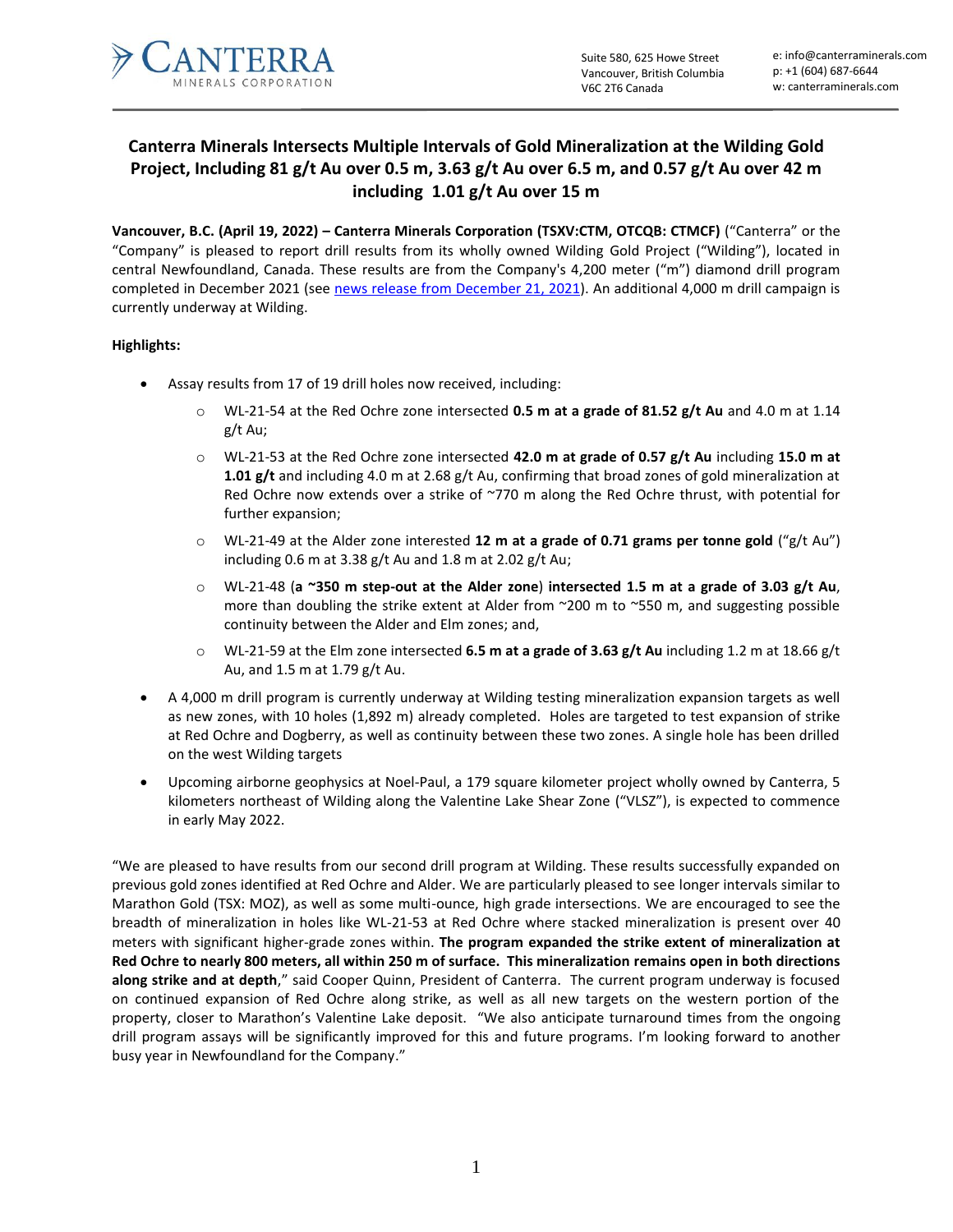Suite 580, 625 Howe Street
Vancouver, British Columbia
V6C 2T6 Canada

e: info@canterraminerals.com
p: +1 (604) 687-6644
w: canterraminerals.com

# Canterra Minerals Intersects Multiple Intervals of Gold Mineralization at the Wilding Gold Project, Including 81 g/t Au over 0.5 m, 3.63 g/t Au over 6.5 m, and 0.57 g/t Au over 42 m including 1.01 g/t Au over 15 m

**Vancouver, B.C. (April 19, 2022) – Canterra Minerals Corporation (TSXV:CTM, OTCQB: CTMCF)** ("Canterra" or the "Company" is pleased to report drill results from its wholly owned Wilding Gold Project ("Wilding"), located in central Newfoundland, Canada. These results are from the Company's 4,200 meter ("m") diamond drill program completed in December 2021 (see news release from December 21, 2021). An additional 4,000 m drill campaign is currently underway at Wilding.

**Highlights:**

- Assay results from 17 of 19 drill holes now received, including:
  - WL-21-54 at the Red Ochre zone intersected **0.5 m at a grade of 81.52 g/t Au** and 4.0 m at 1.14 g/t Au;
  - WL-21-53 at the Red Ochre zone intersected **42.0 m at grade of 0.57 g/t Au** including **15.0 m at 1.01 g/t** and including 4.0 m at 2.68 g/t Au, confirming that broad zones of gold mineralization at Red Ochre now extends over a strike of ~770 m along the Red Ochre thrust, with potential for further expansion;
  - WL-21-49 at the Alder zone interested **12 m at a grade of 0.71 grams per tonne gold** ("g/t Au") including 0.6 m at 3.38 g/t Au and 1.8 m at 2.02 g/t Au;
  - WL-21-48 (**a ~350 m step-out at the Alder zone**) **intersected 1.5 m at a grade of 3.03 g/t Au**, more than doubling the strike extent at Alder from ~200 m to ~550 m, and suggesting possible continuity between the Alder and Elm zones; and,
  - WL-21-59 at the Elm zone intersected **6.5 m at a grade of 3.63 g/t Au** including 1.2 m at 18.66 g/t Au, and 1.5 m at 1.79 g/t Au.
- A 4,000 m drill program is currently underway at Wilding testing mineralization expansion targets as well as new zones, with 10 holes (1,892 m) already completed. Holes are targeted to test expansion of strike at Red Ochre and Dogberry, as well as continuity between these two zones. A single hole has been drilled on the west Wilding targets
- Upcoming airborne geophysics at Noel-Paul, a 179 square kilometer project wholly owned by Canterra, 5 kilometers northeast of Wilding along the Valentine Lake Shear Zone ("VLSZ"), is expected to commence in early May 2022.

"We are pleased to have results from our second drill program at Wilding. These results successfully expanded on previous gold zones identified at Red Ochre and Alder. We are particularly pleased to see longer intervals similar to Marathon Gold (TSX: MOZ), as well as some multi-ounce, high grade intersections. We are encouraged to see the breadth of mineralization in holes like WL-21-53 at Red Ochre where stacked mineralization is present over 40 meters with significant higher-grade zones within. **The program expanded the strike extent of mineralization at Red Ochre to nearly 800 meters, all within 250 m of surface. This mineralization remains open in both directions along strike and at depth**," said Cooper Quinn, President of Canterra. The current program underway is focused on continued expansion of Red Ochre along strike, as well as all new targets on the western portion of the property, closer to Marathon's Valentine Lake deposit. "We also anticipate turnaround times from the ongoing drill program assays will be significantly improved for this and future programs. I'm looking forward to another busy year in Newfoundland for the Company."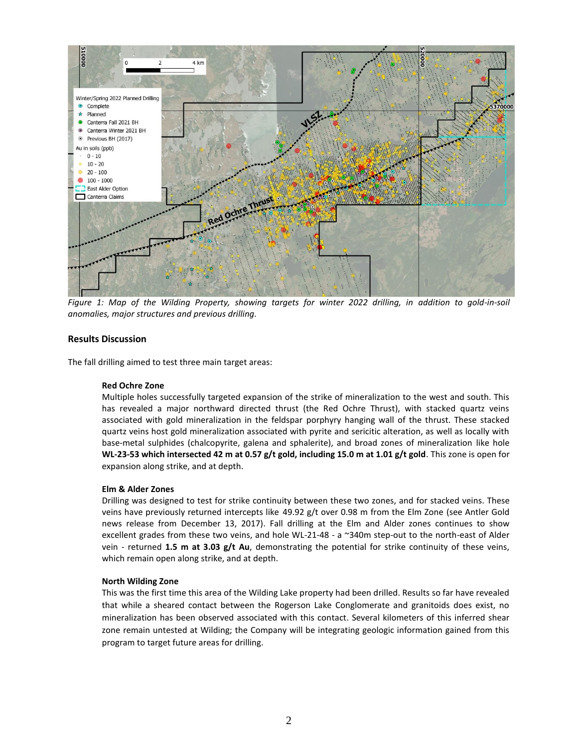*Figure 1: Map of the Wilding Property, showing targets for winter 2022 drilling, in addition to gold-in-soil anomalies, major structures and previous drilling.*

## Results Discussion

The fall drilling aimed to test three main target areas:

**Red Ochre Zone**

Multiple holes successfully targeted expansion of the strike of mineralization to the west and south. This has revealed a major northward directed thrust (the Red Ochre Thrust), with stacked quartz veins associated with gold mineralization in the feldspar porphyry hanging wall of the thrust. These stacked quartz veins host gold mineralization associated with pyrite and sericitic alteration, as well as locally with base-metal sulphides (chalcopyrite, galena and sphalerite), and broad zones of mineralization like hole **WL-23-53 which intersected 42 m at 0.57 g/t gold, including 15.0 m at 1.01 g/t gold**. This zone is open for expansion along strike, and at depth.

**Elm & Alder Zones**

Drilling was designed to test for strike continuity between these two zones, and for stacked veins. These veins have previously returned intercepts like 49.92 g/t over 0.98 m from the Elm Zone (see Antler Gold news release from December 13, 2017). Fall drilling at the Elm and Alder zones continues to show excellent grades from these two veins, and hole WL-21-48 - a ~340m step-out to the north-east of Alder vein - returned **1.5 m at 3.03 g/t Au**, demonstrating the potential for strike continuity of these veins, which remain open along strike, and at depth.

**North Wilding Zone**

This was the first time this area of the Wilding Lake property had been drilled. Results so far have revealed that while a sheared contact between the Rogerson Lake Conglomerate and granitoids does exist, no mineralization has been observed associated with this contact. Several kilometers of this inferred shear zone remain untested at Wilding; the Company will be integrating geologic information gained from this program to target future areas for drilling.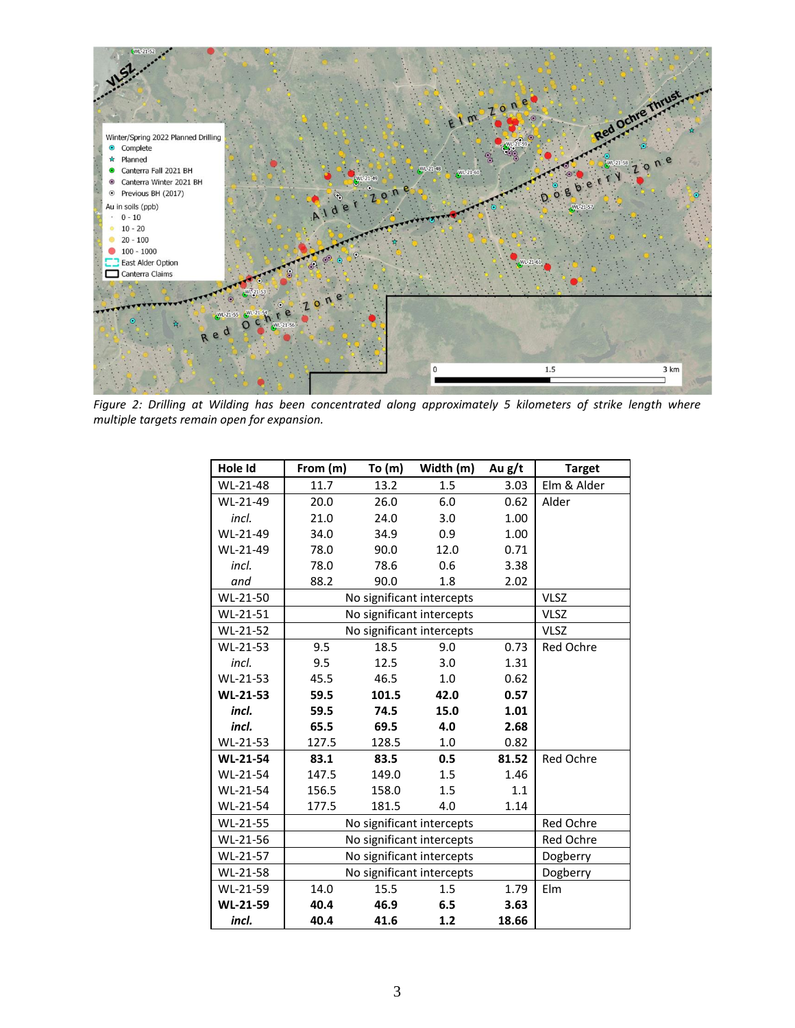*Figure 2: Drilling at Wilding has been concentrated along approximately 5 kilometers of strike length where multiple targets remain open for expansion.*

| Hole Id | From (m) | To (m) | Width (m) | Au g/t | Target |
|---|---|---|---|---|---|
| WL-21-48 | 11.7 | 13.2 | 1.5 | 3.03 | Elm & Alder |
| WL-21-49 | 20.0 | 26.0 | 6.0 | 0.62 | Alder |
| *incl.* | 21.0 | 24.0 | 3.0 | 1.00 | |
| WL-21-49 | 34.0 | 34.9 | 0.9 | 1.00 | |
| WL-21-49 | 78.0 | 90.0 | 12.0 | 0.71 | |
| *incl.* | 78.0 | 78.6 | 0.6 | 3.38 | |
| *and* | 88.2 | 90.0 | 1.8 | 2.02 | |
| WL-21-50 | No significant intercepts | | | | VLSZ |
| WL-21-51 | No significant intercepts | | | | VLSZ |
| WL-21-52 | No significant intercepts | | | | VLSZ |
| WL-21-53 | 9.5 | 18.5 | 9.0 | 0.73 | Red Ochre |
| *incl.* | 9.5 | 12.5 | 3.0 | 1.31 | |
| WL-21-53 | 45.5 | 46.5 | 1.0 | 0.62 | |
| **WL-21-53** | **59.5** | **101.5** | **42.0** | **0.57** | |
| ***incl.*** | **59.5** | **74.5** | **15.0** | **1.01** | |
| ***incl.*** | **65.5** | **69.5** | **4.0** | **2.68** | |
| WL-21-53 | 127.5 | 128.5 | 1.0 | 0.82 | |
| **WL-21-54** | **83.1** | **83.5** | **0.5** | **81.52** | Red Ochre |
| WL-21-54 | 147.5 | 149.0 | 1.5 | 1.46 | |
| WL-21-54 | 156.5 | 158.0 | 1.5 | 1.1 | |
| WL-21-54 | 177.5 | 181.5 | 4.0 | 1.14 | |
| WL-21-55 | No significant intercepts | | | | Red Ochre |
| WL-21-56 | No significant intercepts | | | | Red Ochre |
| WL-21-57 | No significant intercepts | | | | Dogberry |
| WL-21-58 | No significant intercepts | | | | Dogberry |
| WL-21-59 | 14.0 | 15.5 | 1.5 | 1.79 | Elm |
| **WL-21-59** | **40.4** | **46.9** | **6.5** | **3.63** | |
| ***incl.*** | **40.4** | **41.6** | **1.2** | **18.66** | |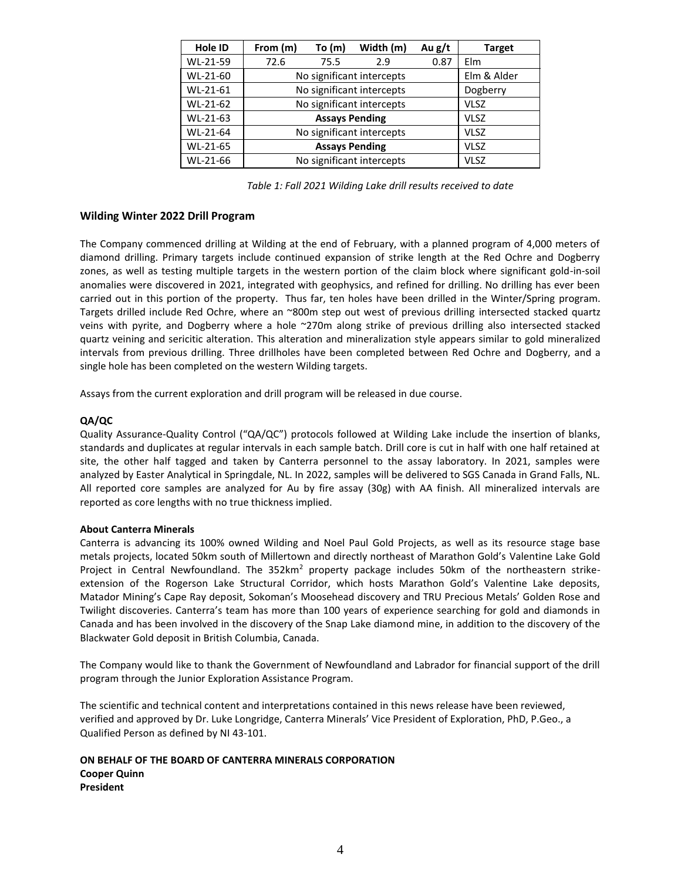| Hole ID | From (m) | To (m) | Width (m) | Au g/t | Target |
| --- | --- | --- | --- | --- | --- |
| WL-21-59 | 72.6 | 75.5 | 2.9 | 0.87 | Elm |
| WL-21-60 | No significant intercepts | | | | Elm & Alder |
| WL-21-61 | No significant intercepts | | | | Dogberry |
| WL-21-62 | No significant intercepts | | | | VLSZ |
| WL-21-63 | **Assays Pending** | | | | VLSZ |
| WL-21-64 | No significant intercepts | | | | VLSZ |
| WL-21-65 | **Assays Pending** | | | | VLSZ |
| WL-21-66 | No significant intercepts | | | | VLSZ |

*Table 1: Fall 2021 Wilding Lake drill results received to date*

### Wilding Winter 2022 Drill Program

The Company commenced drilling at Wilding at the end of February, with a planned program of 4,000 meters of diamond drilling. Primary targets include continued expansion of strike length at the Red Ochre and Dogberry zones, as well as testing multiple targets in the western portion of the claim block where significant gold-in-soil anomalies were discovered in 2021, integrated with geophysics, and refined for drilling. No drilling has ever been carried out in this portion of the property. Thus far, ten holes have been drilled in the Winter/Spring program. Targets drilled include Red Ochre, where an ~800m step out west of previous drilling intersected stacked quartz veins with pyrite, and Dogberry where a hole ~270m along strike of previous drilling also intersected stacked quartz veining and sericitic alteration. This alteration and mineralization style appears similar to gold mineralized intervals from previous drilling. Three drillholes have been completed between Red Ochre and Dogberry, and a single hole has been completed on the western Wilding targets.

Assays from the current exploration and drill program will be released in due course.

**QA/QC**

Quality Assurance-Quality Control ("QA/QC") protocols followed at Wilding Lake include the insertion of blanks, standards and duplicates at regular intervals in each sample batch. Drill core is cut in half with one half retained at site, the other half tagged and taken by Canterra personnel to the assay laboratory. In 2021, samples were analyzed by Easter Analytical in Springdale, NL. In 2022, samples will be delivered to SGS Canada in Grand Falls, NL. All reported core samples are analyzed for Au by fire assay (30g) with AA finish. All mineralized intervals are reported as core lengths with no true thickness implied.

**About Canterra Minerals**

Canterra is advancing its 100% owned Wilding and Noel Paul Gold Projects, as well as its resource stage base metals projects, located 50km south of Millertown and directly northeast of Marathon Gold's Valentine Lake Gold Project in Central Newfoundland. The 352km$^2$ property package includes 50km of the northeastern strike-extension of the Rogerson Lake Structural Corridor, which hosts Marathon Gold's Valentine Lake deposits, Matador Mining's Cape Ray deposit, Sokoman's Moosehead discovery and TRU Precious Metals' Golden Rose and Twilight discoveries. Canterra's team has more than 100 years of experience searching for gold and diamonds in Canada and has been involved in the discovery of the Snap Lake diamond mine, in addition to the discovery of the Blackwater Gold deposit in British Columbia, Canada.

The Company would like to thank the Government of Newfoundland and Labrador for financial support of the drill program through the Junior Exploration Assistance Program.

The scientific and technical content and interpretations contained in this news release have been reviewed, verified and approved by Dr. Luke Longridge, Canterra Minerals' Vice President of Exploration, PhD, P.Geo., a Qualified Person as defined by NI 43-101.

**ON BEHALF OF THE BOARD OF CANTERRA MINERALS CORPORATION**
**Cooper Quinn**
**President**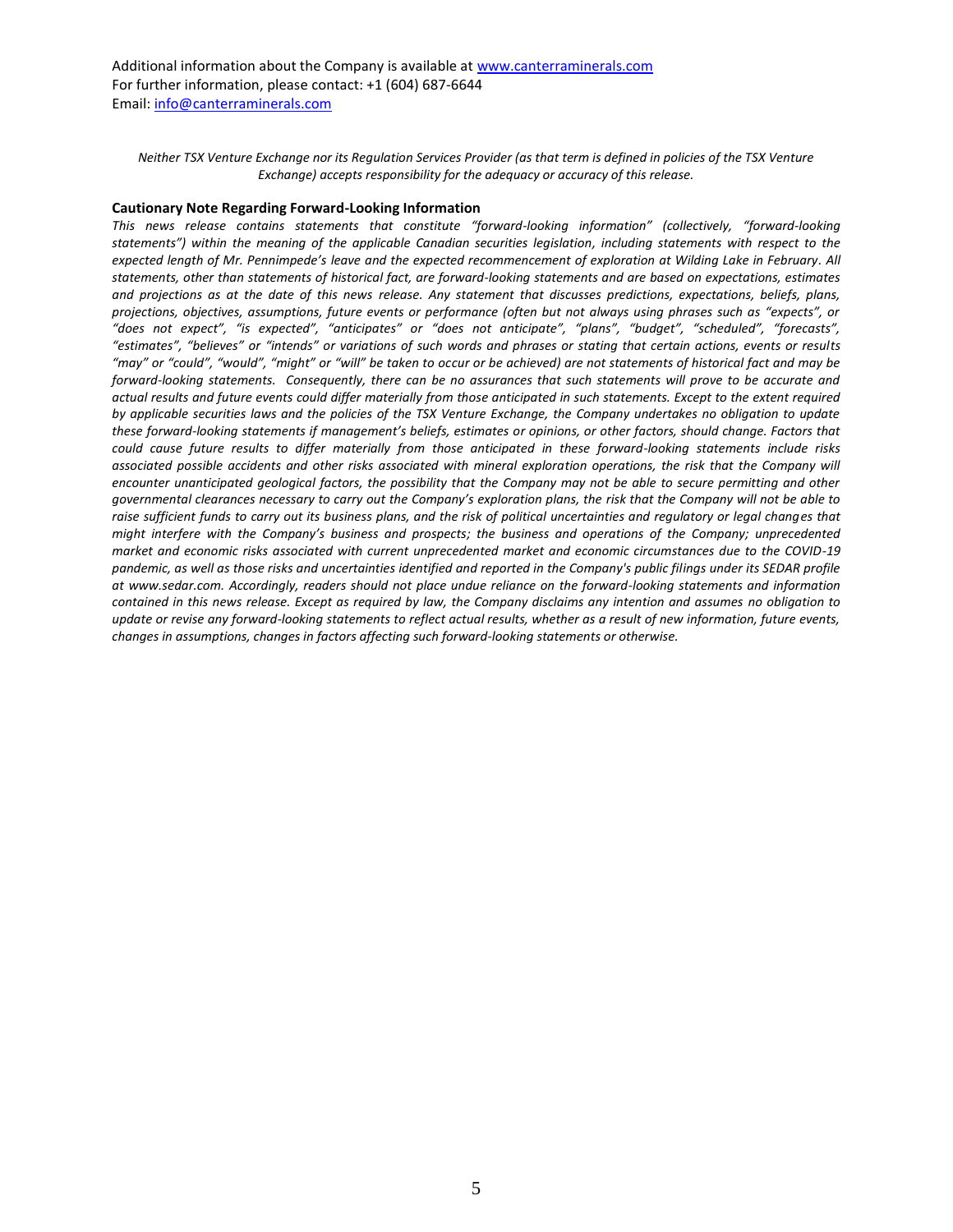Additional information about the Company is available at [www.canterraminerals.com](http://www.canterraminerals.com)
For further information, please contact: +1 (604) 687-6644
Email: [info@canterraminerals.com](mailto:info@canterraminerals.com)

*Neither TSX Venture Exchange nor its Regulation Services Provider (as that term is defined in policies of the TSX Venture Exchange) accepts responsibility for the adequacy or accuracy of this release.*

**Cautionary Note Regarding Forward-Looking Information**

*This news release contains statements that constitute "forward-looking information" (collectively, "forward-looking statements") within the meaning of the applicable Canadian securities legislation, including statements with respect to the expected length of Mr. Pennimpede's leave and the expected recommencement of exploration at Wilding Lake in February. All statements, other than statements of historical fact, are forward-looking statements and are based on expectations, estimates and projections as at the date of this news release. Any statement that discusses predictions, expectations, beliefs, plans, projections, objectives, assumptions, future events or performance (often but not always using phrases such as "expects", or "does not expect", "is expected", "anticipates" or "does not anticipate", "plans", "budget", "scheduled", "forecasts", "estimates", "believes" or "intends" or variations of such words and phrases or stating that certain actions, events or results "may" or "could", "would", "might" or "will" be taken to occur or be achieved) are not statements of historical fact and may be forward-looking statements. Consequently, there can be no assurances that such statements will prove to be accurate and actual results and future events could differ materially from those anticipated in such statements. Except to the extent required by applicable securities laws and the policies of the TSX Venture Exchange, the Company undertakes no obligation to update these forward-looking statements if management's beliefs, estimates or opinions, or other factors, should change. Factors that could cause future results to differ materially from those anticipated in these forward-looking statements include risks associated possible accidents and other risks associated with mineral exploration operations, the risk that the Company will encounter unanticipated geological factors, the possibility that the Company may not be able to secure permitting and other governmental clearances necessary to carry out the Company's exploration plans, the risk that the Company will not be able to raise sufficient funds to carry out its business plans, and the risk of political uncertainties and regulatory or legal changes that might interfere with the Company's business and prospects; the business and operations of the Company; unprecedented market and economic risks associated with current unprecedented market and economic circumstances due to the COVID-19 pandemic, as well as those risks and uncertainties identified and reported in the Company's public filings under its SEDAR profile at www.sedar.com. Accordingly, readers should not place undue reliance on the forward-looking statements and information contained in this news release. Except as required by law, the Company disclaims any intention and assumes no obligation to update or revise any forward-looking statements to reflect actual results, whether as a result of new information, future events, changes in assumptions, changes in factors affecting such forward-looking statements or otherwise.*